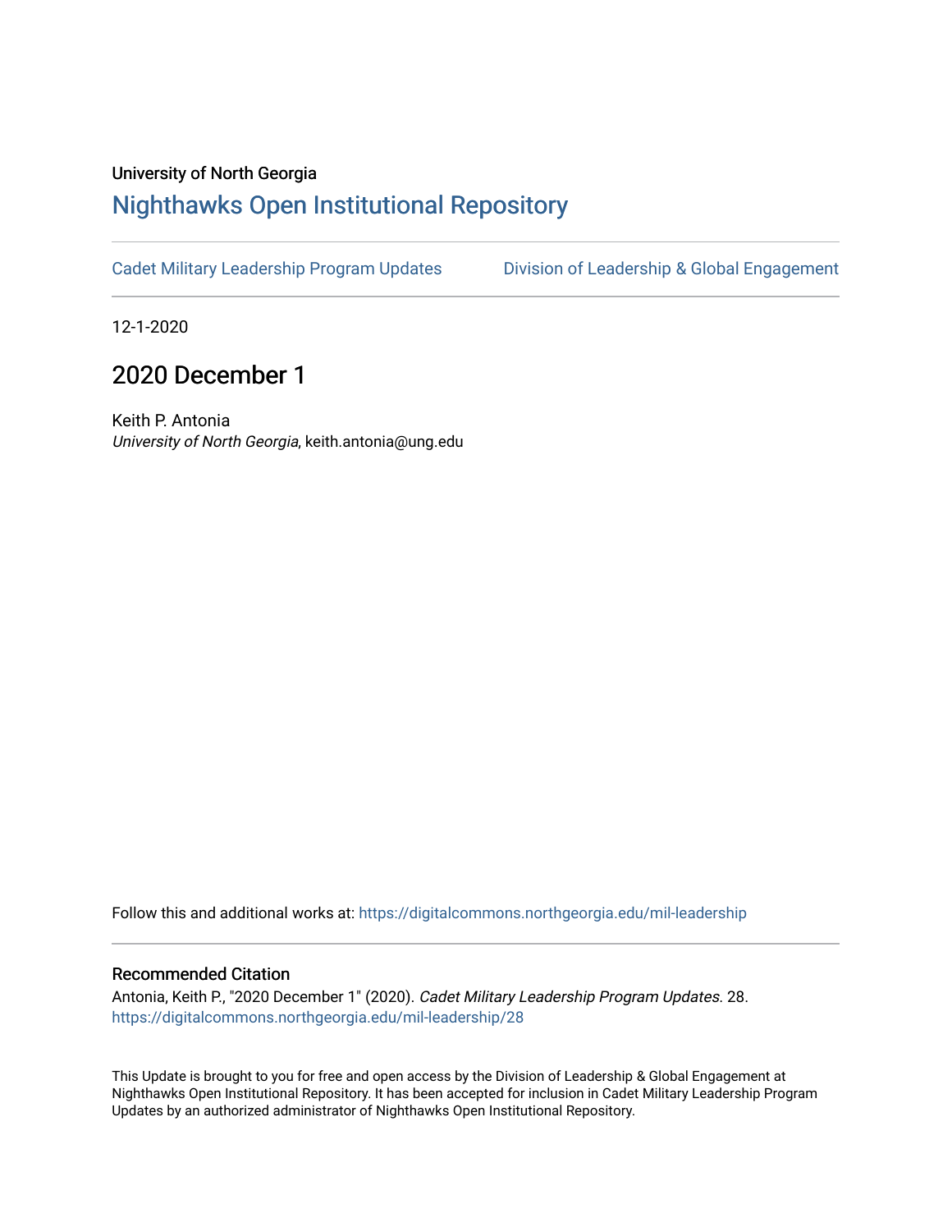University of North Georgia

# Nighthawks Open Institutional Repository

Cadet Military Leadership Program Updates | Division of Leadership & Global Engagement

12-1-2020

## 2020 December 1

Keith P. Antonia
*University of North Georgia*, keith.antonia@ung.edu

Follow this and additional works at: https://digitalcommons.northgeorgia.edu/mil-leadership

### Recommended Citation

Antonia, Keith P., "2020 December 1" (2020). *Cadet Military Leadership Program Updates*. 28.
https://digitalcommons.northgeorgia.edu/mil-leadership/28

This Update is brought to you for free and open access by the Division of Leadership & Global Engagement at Nighthawks Open Institutional Repository. It has been accepted for inclusion in Cadet Military Leadership Program Updates by an authorized administrator of Nighthawks Open Institutional Repository.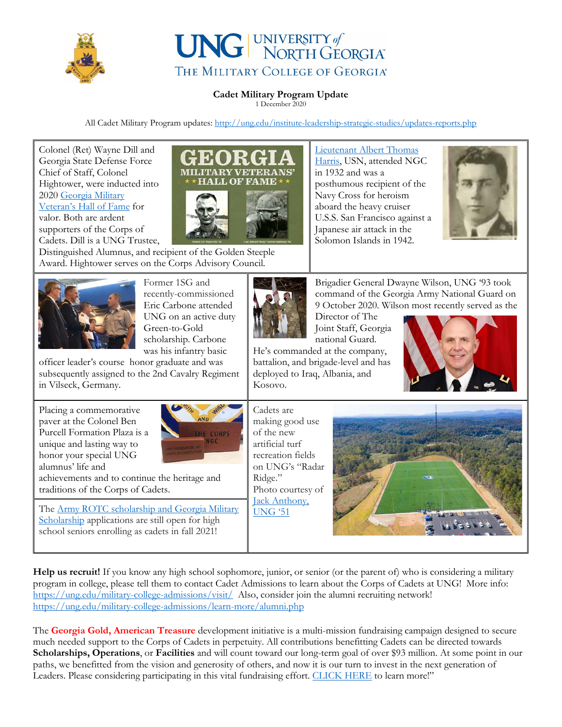# Cadet Military Program Update

1 December 2020

All Cadet Military Program updates: http://ung.edu/institute-leadership-strategic-studies/updates-reports.php

Colonel (Ret) Wayne Dill and Georgia State Defense Force Chief of Staff, Colonel Hightower, were inducted into 2020 Georgia Military Veteran's Hall of Fame for valor. Both are ardent supporters of the Corps of Cadets. Dill is a UNG Trustee, Distinguished Alumnus, and recipient of the Golden Steeple Award. Hightower serves on the Corps Advisory Council.

Lieutenant Albert Thomas Harris, USN, attended NGC in 1932 and was a posthumous recipient of the Navy Cross for heroism aboard the heavy cruiser U.S.S. San Francisco against a Japanese air attack in the Solomon Islands in 1942.

Former 1SG and recently-commissioned Eric Carbone attended UNG on an active duty Green-to-Gold scholarship. Carbone was his infantry basic officer leader's course honor graduate and was subsequently assigned to the 2nd Cavalry Regiment in Vilseck, Germany.

Brigadier General Dwayne Wilson, UNG '93 took command of the Georgia Army National Guard on 9 October 2020. Wilson most recently served as the Director of The Joint Staff, Georgia national Guard. He's commanded at the company, battalion, and brigade-level and has deployed to Iraq, Albania, and Kosovo.

Placing a commemorative paver at the Colonel Ben Purcell Formation Plaza is a unique and lasting way to honor your special UNG alumnus' life and achievements and to continue the heritage and traditions of the Corps of Cadets.

The Army ROTC scholarship and Georgia Military Scholarship applications are still open for high school seniors enrolling as cadets in fall 2021!

Cadets are making good use of the new artificial turf recreation fields on UNG's "Radar Ridge." Photo courtesy of Jack Anthony, UNG '51

**Help us recruit!** If you know any high school sophomore, junior, or senior (or the parent of) who is considering a military program in college, please tell them to contact Cadet Admissions to learn about the Corps of Cadets at UNG! More info: https://ung.edu/military-college-admissions/visit/ Also, consider join the alumni recruiting network! https://ung.edu/military-college-admissions/learn-more/alumni.php

The **Georgia Gold, American Treasure** development initiative is a multi-mission fundraising campaign designed to secure much needed support to the Corps of Cadets in perpetuity. All contributions benefitting Cadets can be directed towards **Scholarships, Operations**, or **Facilities** and will count toward our long-term goal of over $93 million. At some point in our paths, we benefitted from the vision and generosity of others, and now it is our turn to invest in the next generation of Leaders. Please considering participating in this vital fundraising effort. CLICK HERE to learn more!"